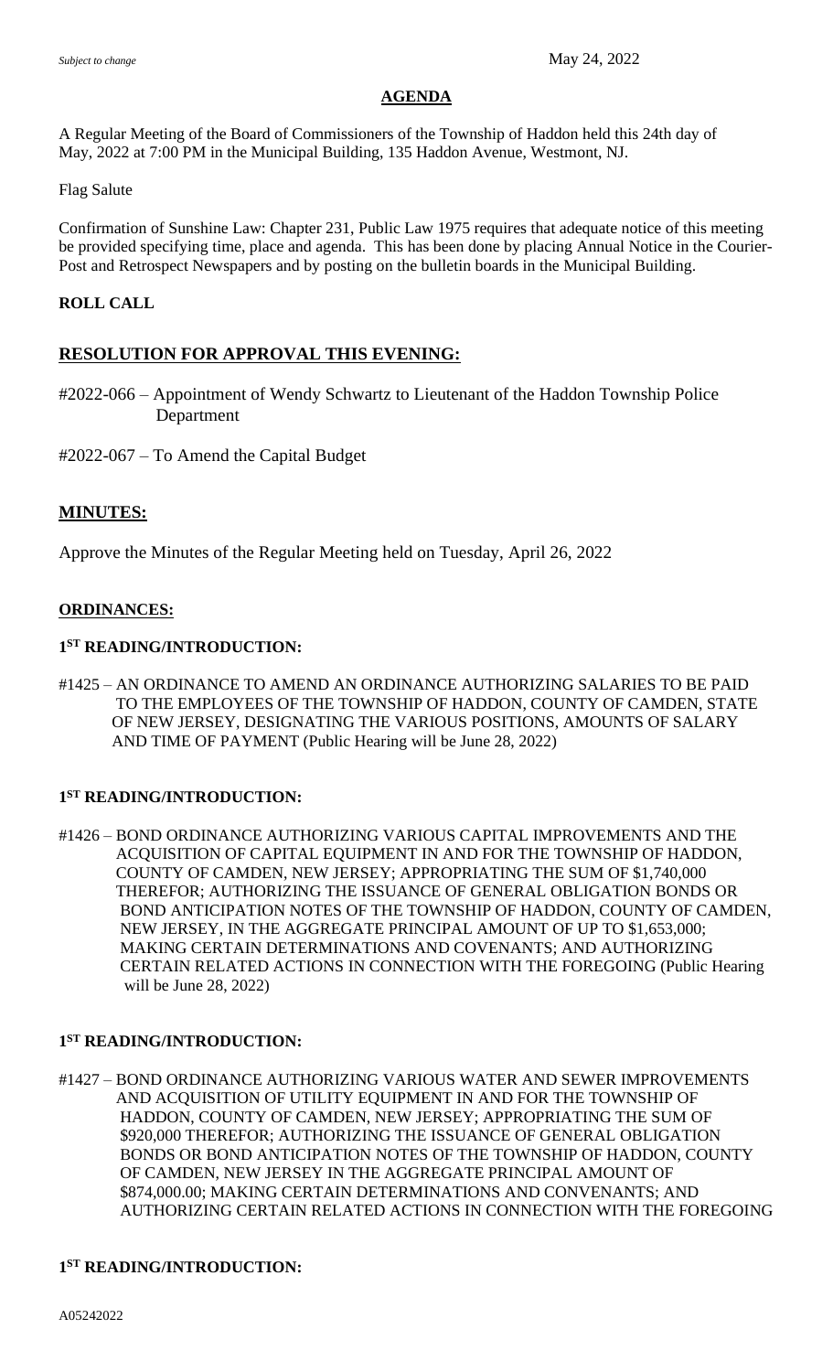*Subject to change* May 24, 2022

## AGENDA

A Regular Meeting of the Board of Commissioners of the Township of Haddon held this 24th day of May, 2022 at 7:00 PM in the Municipal Building, 135 Haddon Avenue, Westmont, NJ.

Flag Salute

Confirmation of Sunshine Law: Chapter 231, Public Law 1975 requires that adequate notice of this meeting be provided specifying time, place and agenda. This has been done by placing Annual Notice in the Courier-Post and Retrospect Newspapers and by posting on the bulletin boards in the Municipal Building.

**ROLL CALL**

### RESOLUTION FOR APPROVAL THIS EVENING:

#2022-066 – Appointment of Wendy Schwartz to Lieutenant of the Haddon Township Police Department

#2022-067 – To Amend the Capital Budget

### MINUTES:

Approve the Minutes of the Regular Meeting held on Tuesday, April 26, 2022

### ORDINANCES:

**1ST READING/INTRODUCTION:**

#1425 – AN ORDINANCE TO AMEND AN ORDINANCE AUTHORIZING SALARIES TO BE PAID TO THE EMPLOYEES OF THE TOWNSHIP OF HADDON, COUNTY OF CAMDEN, STATE OF NEW JERSEY, DESIGNATING THE VARIOUS POSITIONS, AMOUNTS OF SALARY AND TIME OF PAYMENT (Public Hearing will be June 28, 2022)

**1ST READING/INTRODUCTION:**

#1426 – BOND ORDINANCE AUTHORIZING VARIOUS CAPITAL IMPROVEMENTS AND THE ACQUISITION OF CAPITAL EQUIPMENT IN AND FOR THE TOWNSHIP OF HADDON, COUNTY OF CAMDEN, NEW JERSEY; APPROPRIATING THE SUM OF $1,740,000 THEREFOR; AUTHORIZING THE ISSUANCE OF GENERAL OBLIGATION BONDS OR BOND ANTICIPATION NOTES OF THE TOWNSHIP OF HADDON, COUNTY OF CAMDEN, NEW JERSEY, IN THE AGGREGATE PRINCIPAL AMOUNT OF UP TO $1,653,000; MAKING CERTAIN DETERMINATIONS AND COVENANTS; AND AUTHORIZING CERTAIN RELATED ACTIONS IN CONNECTION WITH THE FOREGOING (Public Hearing will be June 28, 2022)

**1ST READING/INTRODUCTION:**

#1427 – BOND ORDINANCE AUTHORIZING VARIOUS WATER AND SEWER IMPROVEMENTS AND ACQUISITION OF UTILITY EQUIPMENT IN AND FOR THE TOWNSHIP OF HADDON, COUNTY OF CAMDEN, NEW JERSEY; APPROPRIATING THE SUM OF $920,000 THEREFOR; AUTHORIZING THE ISSUANCE OF GENERAL OBLIGATION BONDS OR BOND ANTICIPATION NOTES OF THE TOWNSHIP OF HADDON, COUNTY OF CAMDEN, NEW JERSEY IN THE AGGREGATE PRINCIPAL AMOUNT OF $874,000.00; MAKING CERTAIN DETERMINATIONS AND CONVENANTS; AND AUTHORIZING CERTAIN RELATED ACTIONS IN CONNECTION WITH THE FOREGOING

**1ST READING/INTRODUCTION:**

A05242022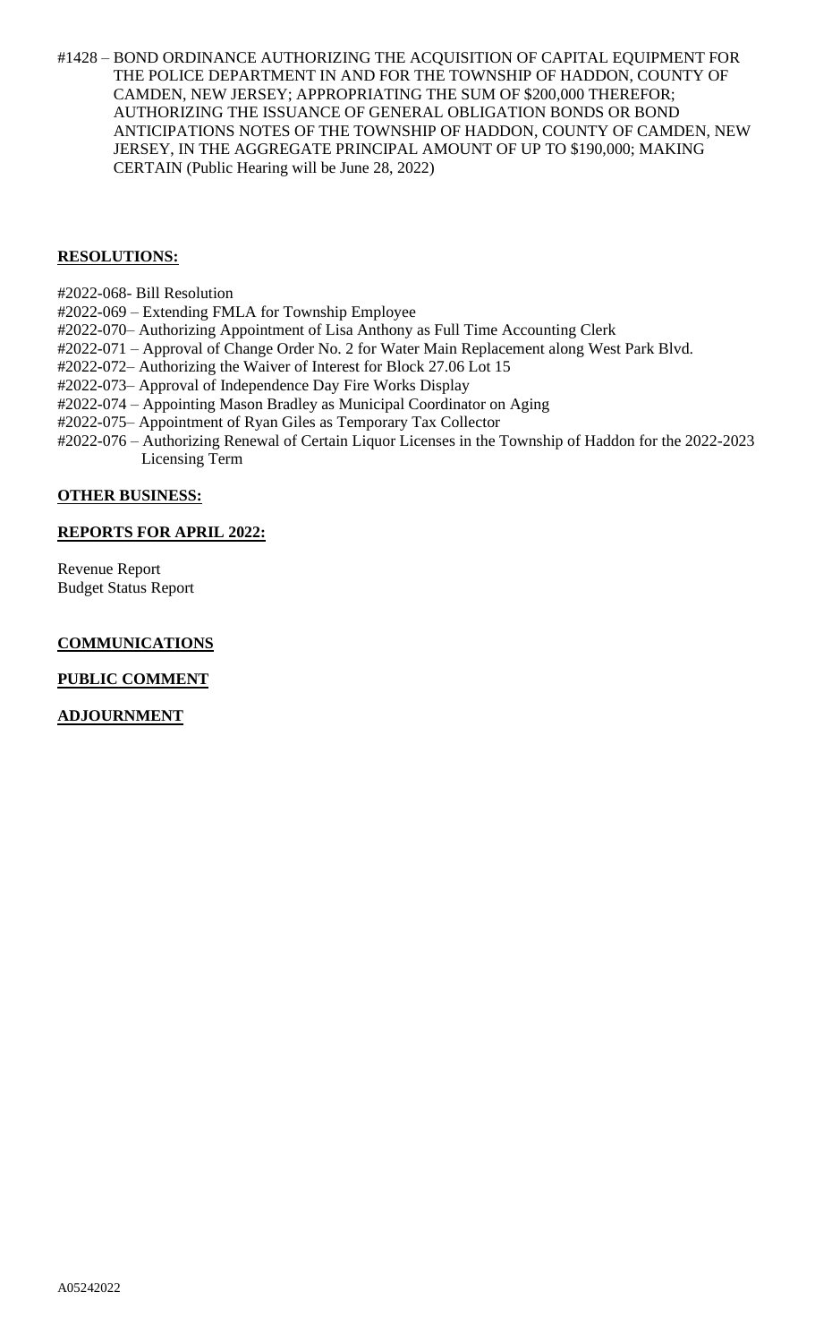#1428 – BOND ORDINANCE AUTHORIZING THE ACQUISITION OF CAPITAL EQUIPMENT FOR THE POLICE DEPARTMENT IN AND FOR THE TOWNSHIP OF HADDON, COUNTY OF CAMDEN, NEW JERSEY; APPROPRIATING THE SUM OF $200,000 THEREFOR; AUTHORIZING THE ISSUANCE OF GENERAL OBLIGATION BONDS OR BOND ANTICIPATIONS NOTES OF THE TOWNSHIP OF HADDON, COUNTY OF CAMDEN, NEW JERSEY, IN THE AGGREGATE PRINCIPAL AMOUNT OF UP TO $190,000; MAKING CERTAIN (Public Hearing will be June 28, 2022)

**RESOLUTIONS:**

#2022-068- Bill Resolution
#2022-069 – Extending FMLA for Township Employee
#2022-070– Authorizing Appointment of Lisa Anthony as Full Time Accounting Clerk
#2022-071 – Approval of Change Order No. 2 for Water Main Replacement along West Park Blvd.
#2022-072– Authorizing the Waiver of Interest for Block 27.06 Lot 15
#2022-073– Approval of Independence Day Fire Works Display
#2022-074 – Appointing Mason Bradley as Municipal Coordinator on Aging
#2022-075– Appointment of Ryan Giles as Temporary Tax Collector
#2022-076 – Authorizing Renewal of Certain Liquor Licenses in the Township of Haddon for the 2022-2023 Licensing Term

**OTHER BUSINESS:**

**REPORTS FOR APRIL 2022:**

Revenue Report
Budget Status Report

**COMMUNICATIONS**

**PUBLIC COMMENT**

**ADJOURNMENT**

A05242022